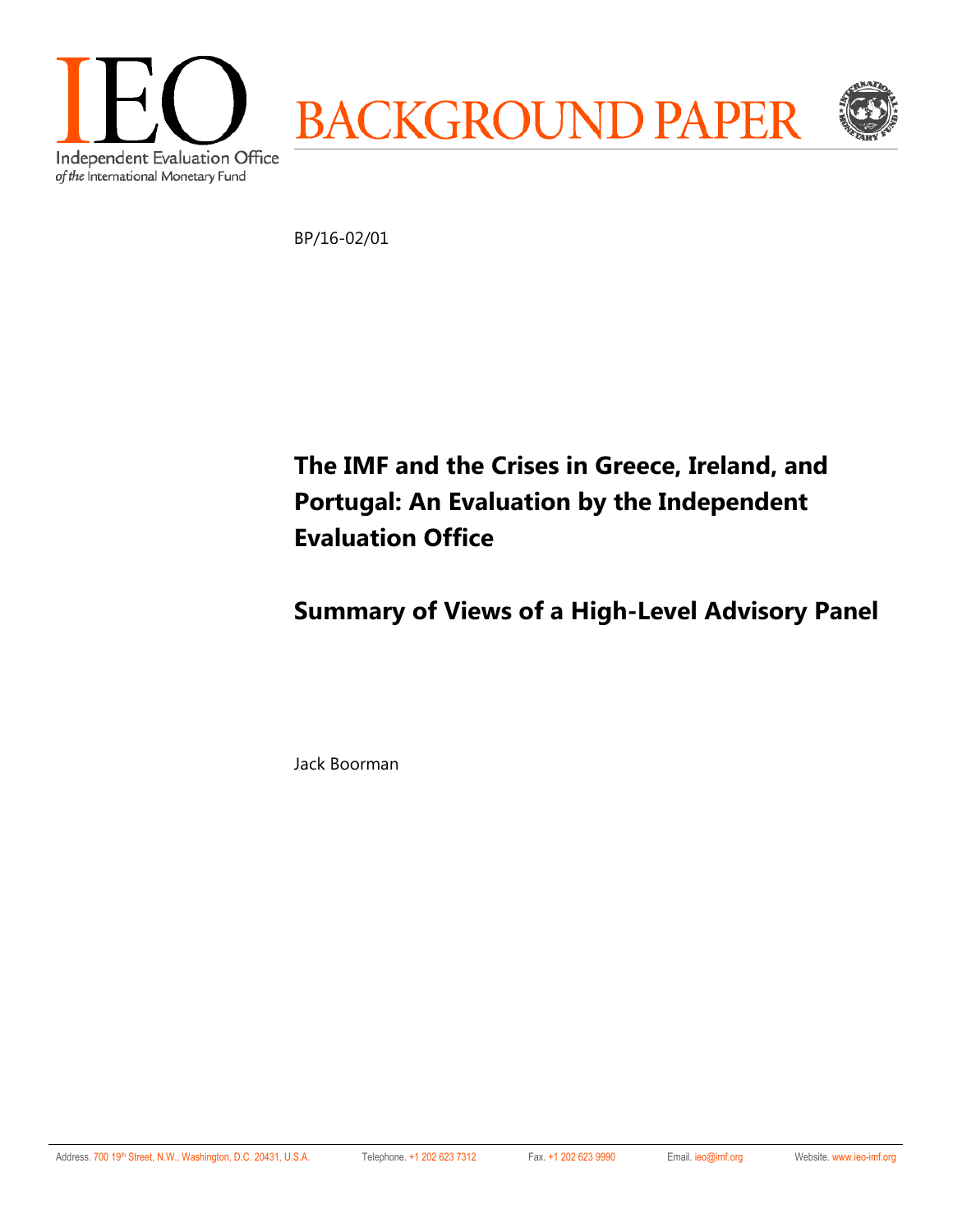IEO

Independent Evaluation Office
*of the* International Monetary Fund

BACKGROUND PAPER

BP/16-02/01

# The IMF and the Crises in Greece, Ireland, and Portugal: An Evaluation by the Independent Evaluation Office

## Summary of Views of a High-Level Advisory Panel

Jack Boorman

Address. 700 19th Street, N.W., Washington, D.C. 20431, U.S.A. Telephone. +1 202 623 7312 Fax. +1 202 623 9990 Email. ieo@imf.org Website. www.ieo-imf.org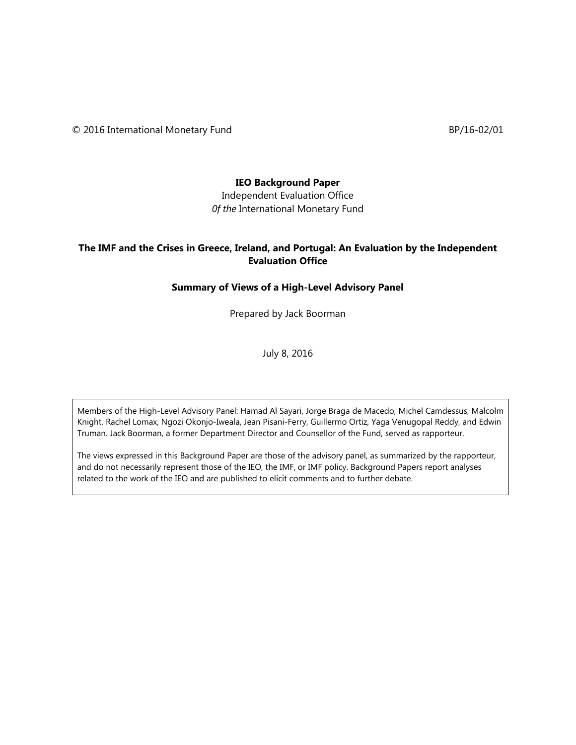© 2016 International Monetary Fund BP/16-02/01

**IEO Background Paper**

Independent Evaluation Office

*Of the* International Monetary Fund

**The IMF and the Crises in Greece, Ireland, and Portugal: An Evaluation by the Independent Evaluation Office**

**Summary of Views of a High-Level Advisory Panel**

Prepared by Jack Boorman

July 8, 2016

Members of the High-Level Advisory Panel: Hamad Al Sayari, Jorge Braga de Macedo, Michel Camdessus, Malcolm Knight, Rachel Lomax, Ngozi Okonjo-Iweala, Jean Pisani-Ferry, Guillermo Ortiz, Yaga Venugopal Reddy, and Edwin Truman. Jack Boorman, a former Department Director and Counsellor of the Fund, served as rapporteur.

The views expressed in this Background Paper are those of the advisory panel, as summarized by the rapporteur, and do not necessarily represent those of the IEO, the IMF, or IMF policy. Background Papers report analyses related to the work of the IEO and are published to elicit comments and to further debate.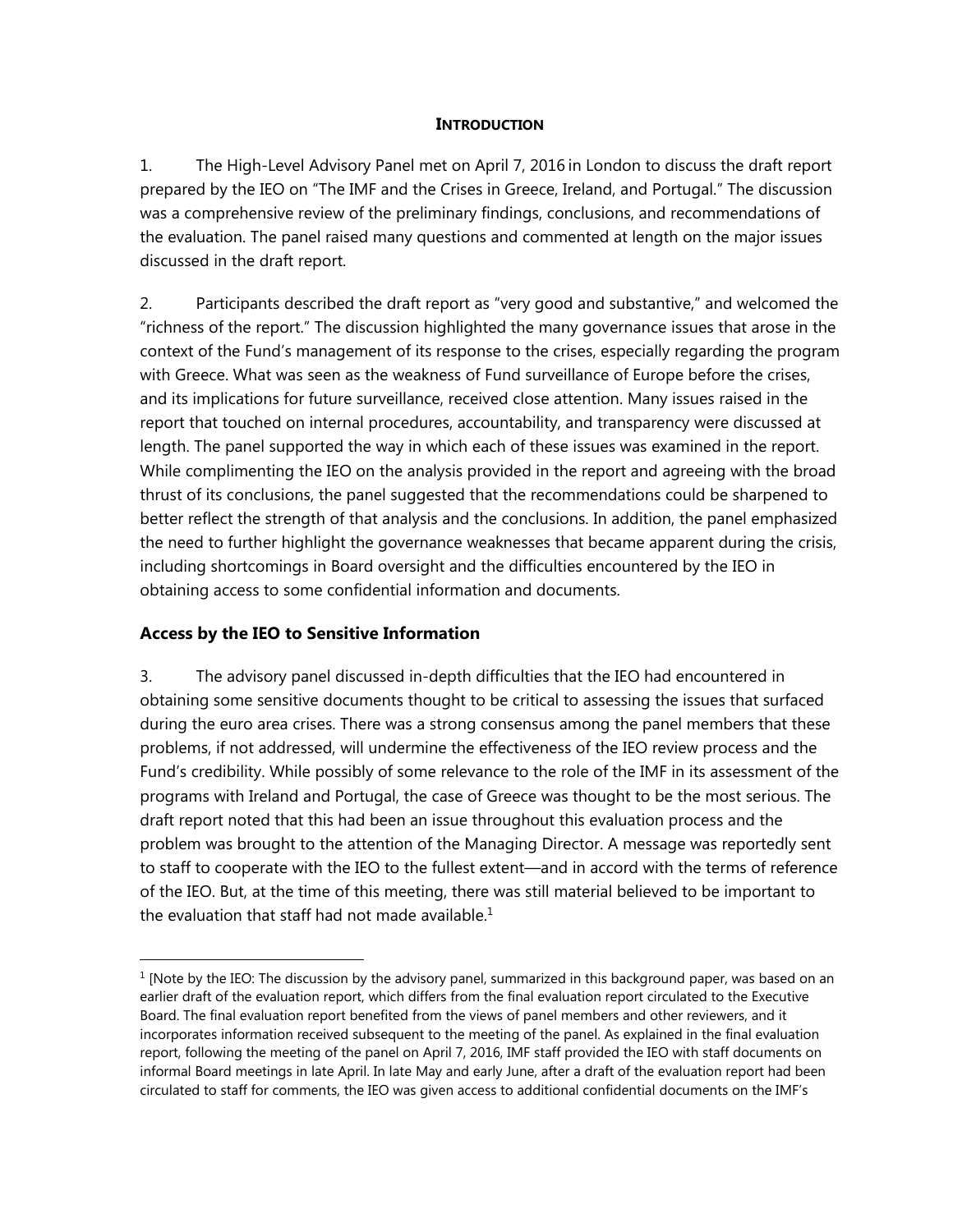## INTRODUCTION

1. The High-Level Advisory Panel met on April 7, 2016 in London to discuss the draft report prepared by the IEO on "The IMF and the Crises in Greece, Ireland, and Portugal." The discussion was a comprehensive review of the preliminary findings, conclusions, and recommendations of the evaluation. The panel raised many questions and commented at length on the major issues discussed in the draft report.

2. Participants described the draft report as "very good and substantive," and welcomed the "richness of the report." The discussion highlighted the many governance issues that arose in the context of the Fund's management of its response to the crises, especially regarding the program with Greece. What was seen as the weakness of Fund surveillance of Europe before the crises, and its implications for future surveillance, received close attention. Many issues raised in the report that touched on internal procedures, accountability, and transparency were discussed at length. The panel supported the way in which each of these issues was examined in the report. While complimenting the IEO on the analysis provided in the report and agreeing with the broad thrust of its conclusions, the panel suggested that the recommendations could be sharpened to better reflect the strength of that analysis and the conclusions. In addition, the panel emphasized the need to further highlight the governance weaknesses that became apparent during the crisis, including shortcomings in Board oversight and the difficulties encountered by the IEO in obtaining access to some confidential information and documents.

### Access by the IEO to Sensitive Information

3. The advisory panel discussed in-depth difficulties that the IEO had encountered in obtaining some sensitive documents thought to be critical to assessing the issues that surfaced during the euro area crises. There was a strong consensus among the panel members that these problems, if not addressed, will undermine the effectiveness of the IEO review process and the Fund's credibility. While possibly of some relevance to the role of the IMF in its assessment of the programs with Ireland and Portugal, the case of Greece was thought to be the most serious. The draft report noted that this had been an issue throughout this evaluation process and the problem was brought to the attention of the Managing Director. A message was reportedly sent to staff to cooperate with the IEO to the fullest extent—and in accord with the terms of reference of the IEO. But, at the time of this meeting, there was still material believed to be important to the evaluation that staff had not made available.[1]

---

[1] [Note by the IEO: The discussion by the advisory panel, summarized in this background paper, was based on an earlier draft of the evaluation report, which differs from the final evaluation report circulated to the Executive Board. The final evaluation report benefited from the views of panel members and other reviewers, and it incorporates information received subsequent to the meeting of the panel. As explained in the final evaluation report, following the meeting of the panel on April 7, 2016, IMF staff provided the IEO with staff documents on informal Board meetings in late April. In late May and early June, after a draft of the evaluation report had been circulated to staff for comments, the IEO was given access to additional confidential documents on the IMF's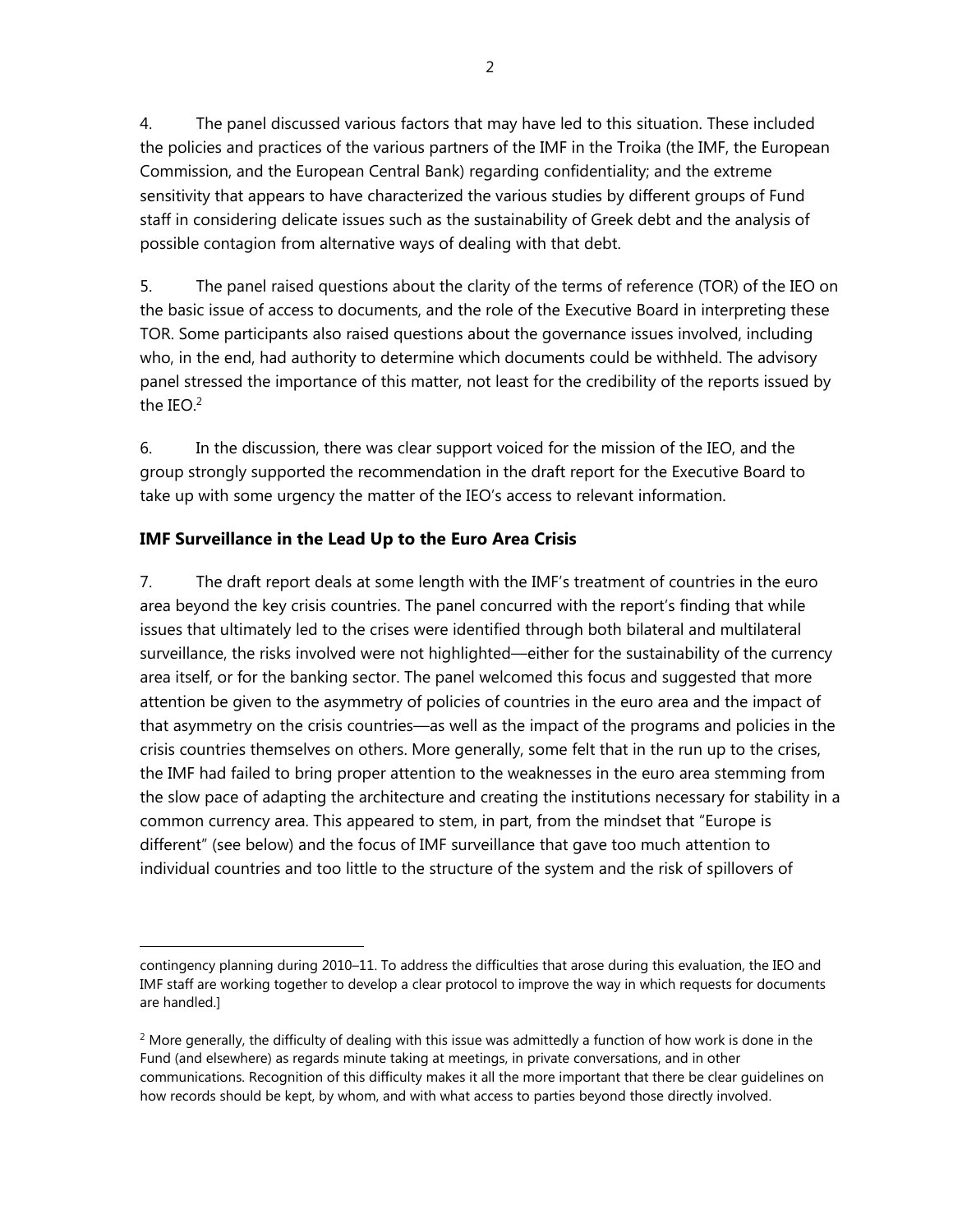4. The panel discussed various factors that may have led to this situation. These included the policies and practices of the various partners of the IMF in the Troika (the IMF, the European Commission, and the European Central Bank) regarding confidentiality; and the extreme sensitivity that appears to have characterized the various studies by different groups of Fund staff in considering delicate issues such as the sustainability of Greek debt and the analysis of possible contagion from alternative ways of dealing with that debt.

5. The panel raised questions about the clarity of the terms of reference (TOR) of the IEO on the basic issue of access to documents, and the role of the Executive Board in interpreting these TOR. Some participants also raised questions about the governance issues involved, including who, in the end, had authority to determine which documents could be withheld. The advisory panel stressed the importance of this matter, not least for the credibility of the reports issued by the IEO.[2]

6. In the discussion, there was clear support voiced for the mission of the IEO, and the group strongly supported the recommendation in the draft report for the Executive Board to take up with some urgency the matter of the IEO's access to relevant information.

## IMF Surveillance in the Lead Up to the Euro Area Crisis

7. The draft report deals at some length with the IMF's treatment of countries in the euro area beyond the key crisis countries. The panel concurred with the report's finding that while issues that ultimately led to the crises were identified through both bilateral and multilateral surveillance, the risks involved were not highlighted—either for the sustainability of the currency area itself, or for the banking sector. The panel welcomed this focus and suggested that more attention be given to the asymmetry of policies of countries in the euro area and the impact of that asymmetry on the crisis countries—as well as the impact of the programs and policies in the crisis countries themselves on others. More generally, some felt that in the run up to the crises, the IMF had failed to bring proper attention to the weaknesses in the euro area stemming from the slow pace of adapting the architecture and creating the institutions necessary for stability in a common currency area. This appeared to stem, in part, from the mindset that "Europe is different" (see below) and the focus of IMF surveillance that gave too much attention to individual countries and too little to the structure of the system and the risk of spillovers of

contingency planning during 2010–11. To address the difficulties that arose during this evaluation, the IEO and IMF staff are working together to develop a clear protocol to improve the way in which requests for documents are handled.]

[2] More generally, the difficulty of dealing with this issue was admittedly a function of how work is done in the Fund (and elsewhere) as regards minute taking at meetings, in private conversations, and in other communications. Recognition of this difficulty makes it all the more important that there be clear guidelines on how records should be kept, by whom, and with what access to parties beyond those directly involved.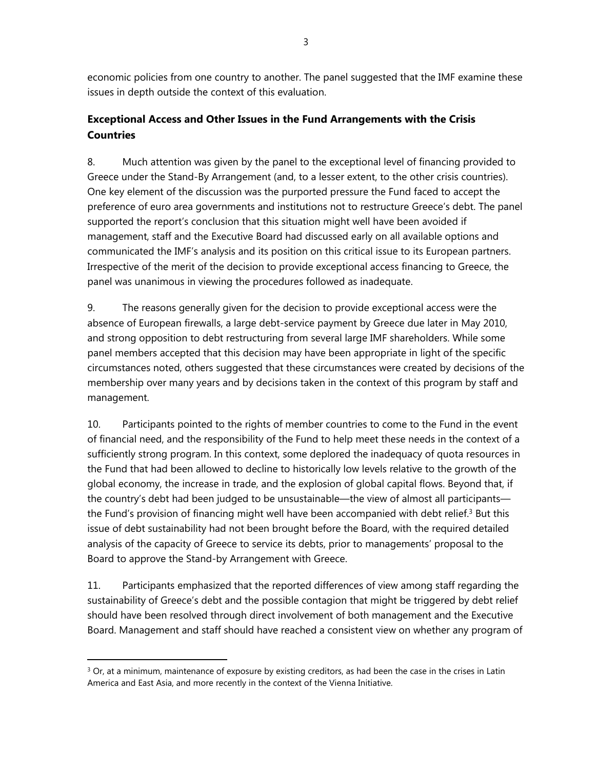economic policies from one country to another. The panel suggested that the IMF examine these issues in depth outside the context of this evaluation.

### Exceptional Access and Other Issues in the Fund Arrangements with the Crisis Countries

8. Much attention was given by the panel to the exceptional level of financing provided to Greece under the Stand-By Arrangement (and, to a lesser extent, to the other crisis countries). One key element of the discussion was the purported pressure the Fund faced to accept the preference of euro area governments and institutions not to restructure Greece's debt. The panel supported the report's conclusion that this situation might well have been avoided if management, staff and the Executive Board had discussed early on all available options and communicated the IMF's analysis and its position on this critical issue to its European partners. Irrespective of the merit of the decision to provide exceptional access financing to Greece, the panel was unanimous in viewing the procedures followed as inadequate.

9. The reasons generally given for the decision to provide exceptional access were the absence of European firewalls, a large debt-service payment by Greece due later in May 2010, and strong opposition to debt restructuring from several large IMF shareholders. While some panel members accepted that this decision may have been appropriate in light of the specific circumstances noted, others suggested that these circumstances were created by decisions of the membership over many years and by decisions taken in the context of this program by staff and management.

10. Participants pointed to the rights of member countries to come to the Fund in the event of financial need, and the responsibility of the Fund to help meet these needs in the context of a sufficiently strong program. In this context, some deplored the inadequacy of quota resources in the Fund that had been allowed to decline to historically low levels relative to the growth of the global economy, the increase in trade, and the explosion of global capital flows. Beyond that, if the country's debt had been judged to be unsustainable—the view of almost all participants—the Fund's provision of financing might well have been accompanied with debt relief.[3] But this issue of debt sustainability had not been brought before the Board, with the required detailed analysis of the capacity of Greece to service its debts, prior to managements' proposal to the Board to approve the Stand-by Arrangement with Greece.

11. Participants emphasized that the reported differences of view among staff regarding the sustainability of Greece's debt and the possible contagion that might be triggered by debt relief should have been resolved through direct involvement of both management and the Executive Board. Management and staff should have reached a consistent view on whether any program of

---

[3] Or, at a minimum, maintenance of exposure by existing creditors, as had been the case in the crises in Latin America and East Asia, and more recently in the context of the Vienna Initiative.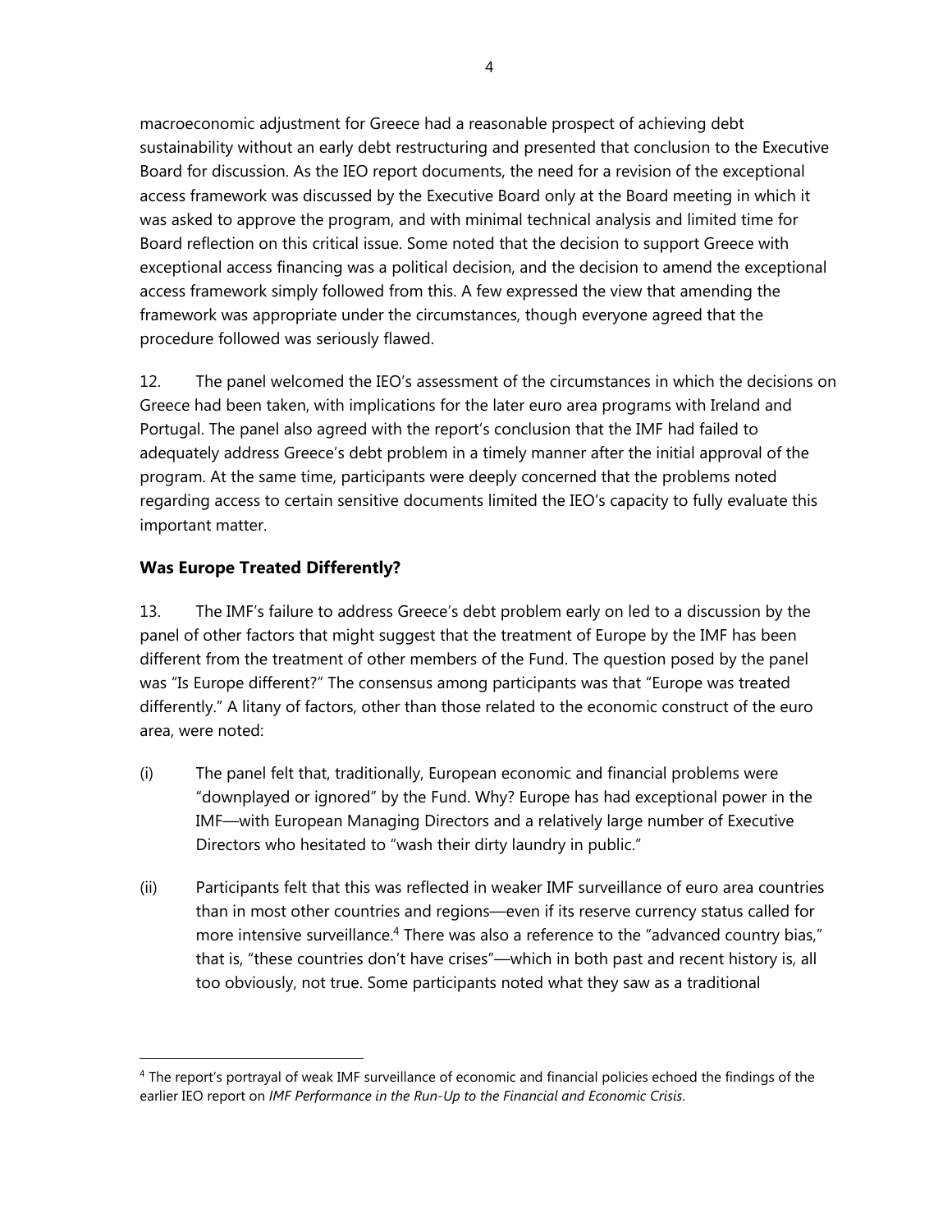macroeconomic adjustment for Greece had a reasonable prospect of achieving debt sustainability without an early debt restructuring and presented that conclusion to the Executive Board for discussion. As the IEO report documents, the need for a revision of the exceptional access framework was discussed by the Executive Board only at the Board meeting in which it was asked to approve the program, and with minimal technical analysis and limited time for Board reflection on this critical issue. Some noted that the decision to support Greece with exceptional access financing was a political decision, and the decision to amend the exceptional access framework simply followed from this. A few expressed the view that amending the framework was appropriate under the circumstances, though everyone agreed that the procedure followed was seriously flawed.

12. The panel welcomed the IEO's assessment of the circumstances in which the decisions on Greece had been taken, with implications for the later euro area programs with Ireland and Portugal. The panel also agreed with the report's conclusion that the IMF had failed to adequately address Greece's debt problem in a timely manner after the initial approval of the program. At the same time, participants were deeply concerned that the problems noted regarding access to certain sensitive documents limited the IEO's capacity to fully evaluate this important matter.

## Was Europe Treated Differently?

13. The IMF's failure to address Greece's debt problem early on led to a discussion by the panel of other factors that might suggest that the treatment of Europe by the IMF has been different from the treatment of other members of the Fund. The question posed by the panel was "Is Europe different?" The consensus among participants was that "Europe was treated differently." A litany of factors, other than those related to the economic construct of the euro area, were noted:

(i) The panel felt that, traditionally, European economic and financial problems were "downplayed or ignored" by the Fund. Why? Europe has had exceptional power in the IMF—with European Managing Directors and a relatively large number of Executive Directors who hesitated to "wash their dirty laundry in public."

(ii) Participants felt that this was reflected in weaker IMF surveillance of euro area countries than in most other countries and regions—even if its reserve currency status called for more intensive surveillance.[4] There was also a reference to the "advanced country bias," that is, "these countries don't have crises"—which in both past and recent history is, all too obviously, not true. Some participants noted what they saw as a traditional

[4] The report's portrayal of weak IMF surveillance of economic and financial policies echoed the findings of the earlier IEO report on *IMF Performance in the Run-Up to the Financial and Economic Crisis*.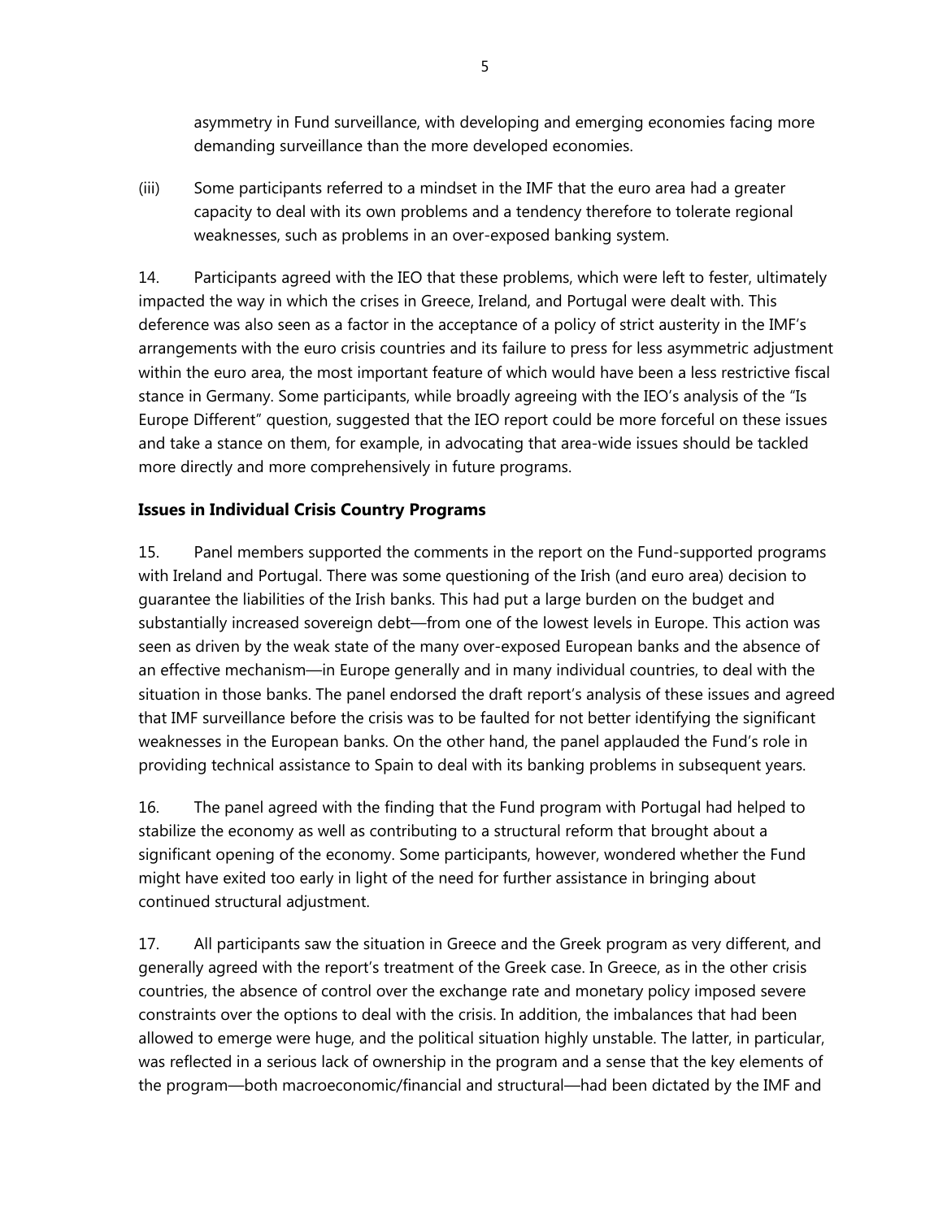asymmetry in Fund surveillance, with developing and emerging economies facing more demanding surveillance than the more developed economies.

(iii) Some participants referred to a mindset in the IMF that the euro area had a greater capacity to deal with its own problems and a tendency therefore to tolerate regional weaknesses, such as problems in an over-exposed banking system.

14. Participants agreed with the IEO that these problems, which were left to fester, ultimately impacted the way in which the crises in Greece, Ireland, and Portugal were dealt with. This deference was also seen as a factor in the acceptance of a policy of strict austerity in the IMF's arrangements with the euro crisis countries and its failure to press for less asymmetric adjustment within the euro area, the most important feature of which would have been a less restrictive fiscal stance in Germany. Some participants, while broadly agreeing with the IEO's analysis of the "Is Europe Different" question, suggested that the IEO report could be more forceful on these issues and take a stance on them, for example, in advocating that area-wide issues should be tackled more directly and more comprehensively in future programs.

**Issues in Individual Crisis Country Programs**

15. Panel members supported the comments in the report on the Fund-supported programs with Ireland and Portugal. There was some questioning of the Irish (and euro area) decision to guarantee the liabilities of the Irish banks. This had put a large burden on the budget and substantially increased sovereign debt—from one of the lowest levels in Europe. This action was seen as driven by the weak state of the many over-exposed European banks and the absence of an effective mechanism—in Europe generally and in many individual countries, to deal with the situation in those banks. The panel endorsed the draft report's analysis of these issues and agreed that IMF surveillance before the crisis was to be faulted for not better identifying the significant weaknesses in the European banks. On the other hand, the panel applauded the Fund's role in providing technical assistance to Spain to deal with its banking problems in subsequent years.

16. The panel agreed with the finding that the Fund program with Portugal had helped to stabilize the economy as well as contributing to a structural reform that brought about a significant opening of the economy. Some participants, however, wondered whether the Fund might have exited too early in light of the need for further assistance in bringing about continued structural adjustment.

17. All participants saw the situation in Greece and the Greek program as very different, and generally agreed with the report's treatment of the Greek case. In Greece, as in the other crisis countries, the absence of control over the exchange rate and monetary policy imposed severe constraints over the options to deal with the crisis. In addition, the imbalances that had been allowed to emerge were huge, and the political situation highly unstable. The latter, in particular, was reflected in a serious lack of ownership in the program and a sense that the key elements of the program—both macroeconomic/financial and structural—had been dictated by the IMF and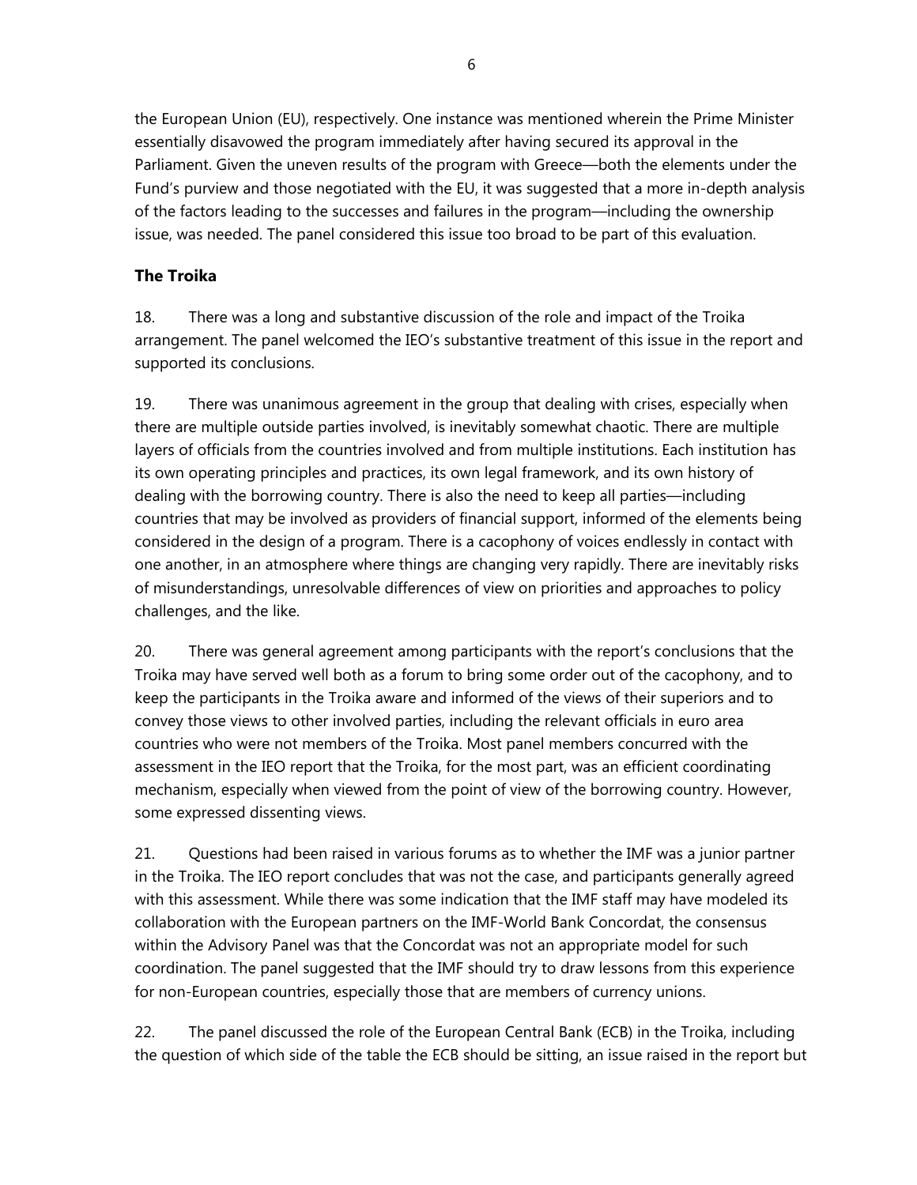the European Union (EU), respectively. One instance was mentioned wherein the Prime Minister essentially disavowed the program immediately after having secured its approval in the Parliament. Given the uneven results of the program with Greece—both the elements under the Fund's purview and those negotiated with the EU, it was suggested that a more in-depth analysis of the factors leading to the successes and failures in the program—including the ownership issue, was needed. The panel considered this issue too broad to be part of this evaluation.

### The Troika

18. There was a long and substantive discussion of the role and impact of the Troika arrangement. The panel welcomed the IEO's substantive treatment of this issue in the report and supported its conclusions.

19. There was unanimous agreement in the group that dealing with crises, especially when there are multiple outside parties involved, is inevitably somewhat chaotic. There are multiple layers of officials from the countries involved and from multiple institutions. Each institution has its own operating principles and practices, its own legal framework, and its own history of dealing with the borrowing country. There is also the need to keep all parties—including countries that may be involved as providers of financial support, informed of the elements being considered in the design of a program. There is a cacophony of voices endlessly in contact with one another, in an atmosphere where things are changing very rapidly. There are inevitably risks of misunderstandings, unresolvable differences of view on priorities and approaches to policy challenges, and the like.

20. There was general agreement among participants with the report's conclusions that the Troika may have served well both as a forum to bring some order out of the cacophony, and to keep the participants in the Troika aware and informed of the views of their superiors and to convey those views to other involved parties, including the relevant officials in euro area countries who were not members of the Troika. Most panel members concurred with the assessment in the IEO report that the Troika, for the most part, was an efficient coordinating mechanism, especially when viewed from the point of view of the borrowing country. However, some expressed dissenting views.

21. Questions had been raised in various forums as to whether the IMF was a junior partner in the Troika. The IEO report concludes that was not the case, and participants generally agreed with this assessment. While there was some indication that the IMF staff may have modeled its collaboration with the European partners on the IMF-World Bank Concordat, the consensus within the Advisory Panel was that the Concordat was not an appropriate model for such coordination. The panel suggested that the IMF should try to draw lessons from this experience for non-European countries, especially those that are members of currency unions.

22. The panel discussed the role of the European Central Bank (ECB) in the Troika, including the question of which side of the table the ECB should be sitting, an issue raised in the report but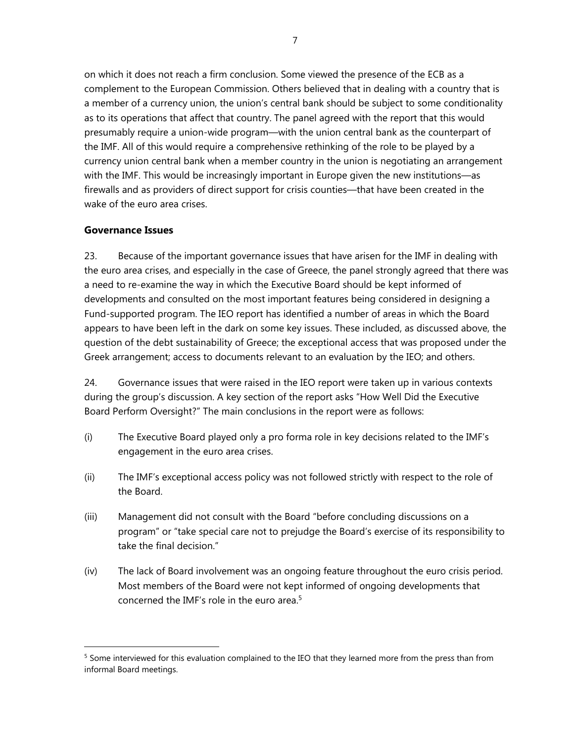on which it does not reach a firm conclusion. Some viewed the presence of the ECB as a complement to the European Commission. Others believed that in dealing with a country that is a member of a currency union, the union's central bank should be subject to some conditionality as to its operations that affect that country. The panel agreed with the report that this would presumably require a union-wide program—with the union central bank as the counterpart of the IMF. All of this would require a comprehensive rethinking of the role to be played by a currency union central bank when a member country in the union is negotiating an arrangement with the IMF. This would be increasingly important in Europe given the new institutions—as firewalls and as providers of direct support for crisis counties—that have been created in the wake of the euro area crises.

**Governance Issues**

23. Because of the important governance issues that have arisen for the IMF in dealing with the euro area crises, and especially in the case of Greece, the panel strongly agreed that there was a need to re-examine the way in which the Executive Board should be kept informed of developments and consulted on the most important features being considered in designing a Fund-supported program. The IEO report has identified a number of areas in which the Board appears to have been left in the dark on some key issues. These included, as discussed above, the question of the debt sustainability of Greece; the exceptional access that was proposed under the Greek arrangement; access to documents relevant to an evaluation by the IEO; and others.

24. Governance issues that were raised in the IEO report were taken up in various contexts during the group's discussion. A key section of the report asks "How Well Did the Executive Board Perform Oversight?" The main conclusions in the report were as follows:

(i) The Executive Board played only a pro forma role in key decisions related to the IMF's engagement in the euro area crises.

(ii) The IMF's exceptional access policy was not followed strictly with respect to the role of the Board.

(iii) Management did not consult with the Board "before concluding discussions on a program" or "take special care not to prejudge the Board's exercise of its responsibility to take the final decision."

(iv) The lack of Board involvement was an ongoing feature throughout the euro crisis period. Most members of the Board were not kept informed of ongoing developments that concerned the IMF's role in the euro area.[5]

[5] Some interviewed for this evaluation complained to the IEO that they learned more from the press than from informal Board meetings.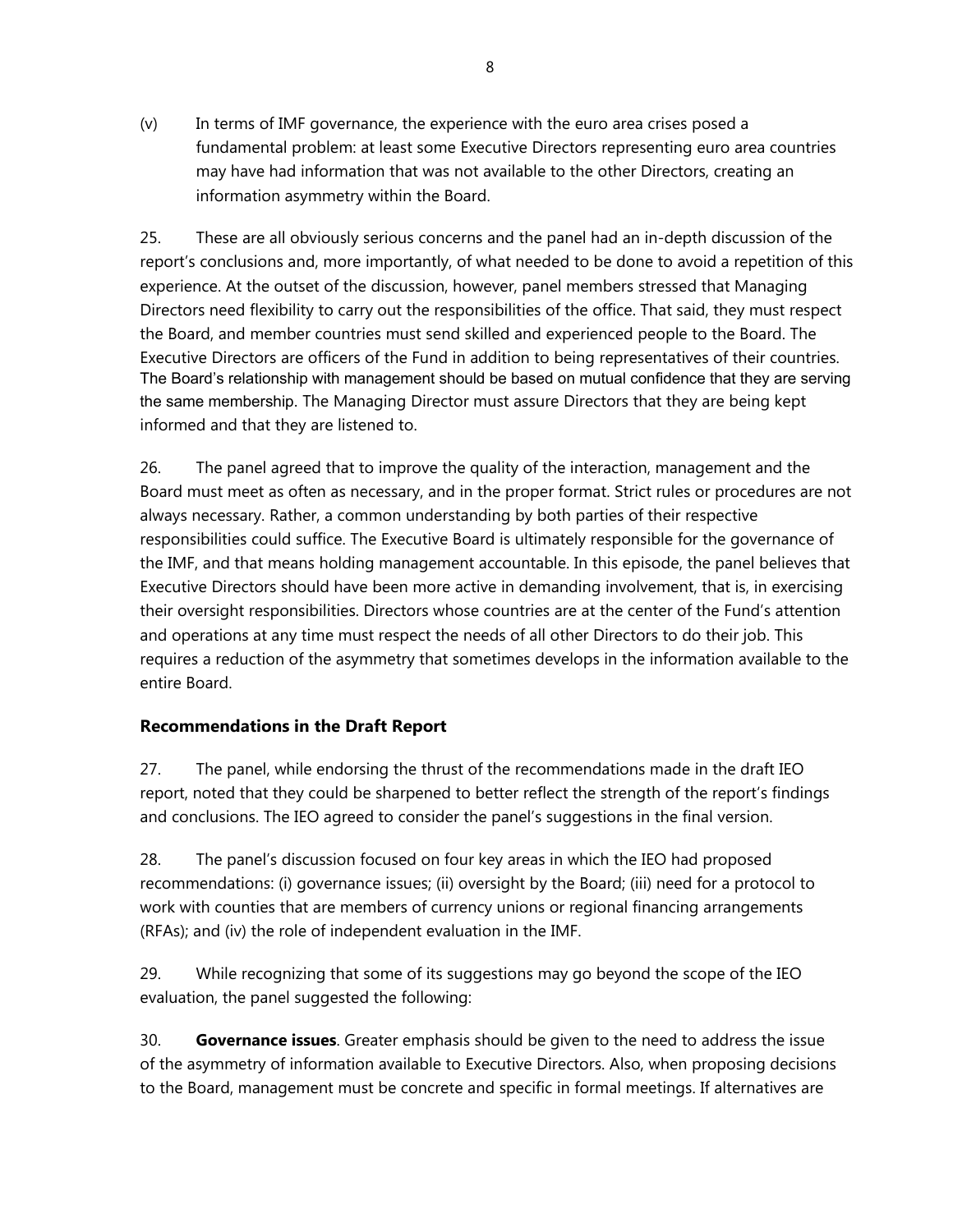(v) In terms of IMF governance, the experience with the euro area crises posed a fundamental problem: at least some Executive Directors representing euro area countries may have had information that was not available to the other Directors, creating an information asymmetry within the Board.

25. These are all obviously serious concerns and the panel had an in-depth discussion of the report's conclusions and, more importantly, of what needed to be done to avoid a repetition of this experience. At the outset of the discussion, however, panel members stressed that Managing Directors need flexibility to carry out the responsibilities of the office. That said, they must respect the Board, and member countries must send skilled and experienced people to the Board. The Executive Directors are officers of the Fund in addition to being representatives of their countries. The Board's relationship with management should be based on mutual confidence that they are serving the same membership. The Managing Director must assure Directors that they are being kept informed and that they are listened to.

26. The panel agreed that to improve the quality of the interaction, management and the Board must meet as often as necessary, and in the proper format. Strict rules or procedures are not always necessary. Rather, a common understanding by both parties of their respective responsibilities could suffice. The Executive Board is ultimately responsible for the governance of the IMF, and that means holding management accountable. In this episode, the panel believes that Executive Directors should have been more active in demanding involvement, that is, in exercising their oversight responsibilities. Directors whose countries are at the center of the Fund's attention and operations at any time must respect the needs of all other Directors to do their job. This requires a reduction of the asymmetry that sometimes develops in the information available to the entire Board.

## Recommendations in the Draft Report

27. The panel, while endorsing the thrust of the recommendations made in the draft IEO report, noted that they could be sharpened to better reflect the strength of the report's findings and conclusions. The IEO agreed to consider the panel's suggestions in the final version.

28. The panel's discussion focused on four key areas in which the IEO had proposed recommendations: (i) governance issues; (ii) oversight by the Board; (iii) need for a protocol to work with counties that are members of currency unions or regional financing arrangements (RFAs); and (iv) the role of independent evaluation in the IMF.

29. While recognizing that some of its suggestions may go beyond the scope of the IEO evaluation, the panel suggested the following:

30. **Governance issues**. Greater emphasis should be given to the need to address the issue of the asymmetry of information available to Executive Directors. Also, when proposing decisions to the Board, management must be concrete and specific in formal meetings. If alternatives are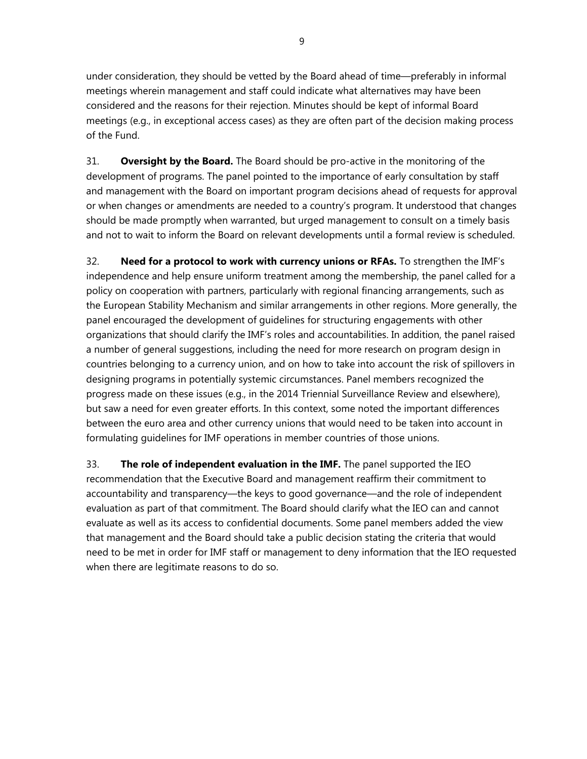under consideration, they should be vetted by the Board ahead of time—preferably in informal meetings wherein management and staff could indicate what alternatives may have been considered and the reasons for their rejection. Minutes should be kept of informal Board meetings (e.g., in exceptional access cases) as they are often part of the decision making process of the Fund.

31. **Oversight by the Board.** The Board should be pro-active in the monitoring of the development of programs. The panel pointed to the importance of early consultation by staff and management with the Board on important program decisions ahead of requests for approval or when changes or amendments are needed to a country's program. It understood that changes should be made promptly when warranted, but urged management to consult on a timely basis and not to wait to inform the Board on relevant developments until a formal review is scheduled.

32. **Need for a protocol to work with currency unions or RFAs.** To strengthen the IMF's independence and help ensure uniform treatment among the membership, the panel called for a policy on cooperation with partners, particularly with regional financing arrangements, such as the European Stability Mechanism and similar arrangements in other regions. More generally, the panel encouraged the development of guidelines for structuring engagements with other organizations that should clarify the IMF's roles and accountabilities. In addition, the panel raised a number of general suggestions, including the need for more research on program design in countries belonging to a currency union, and on how to take into account the risk of spillovers in designing programs in potentially systemic circumstances. Panel members recognized the progress made on these issues (e.g., in the 2014 Triennial Surveillance Review and elsewhere), but saw a need for even greater efforts. In this context, some noted the important differences between the euro area and other currency unions that would need to be taken into account in formulating guidelines for IMF operations in member countries of those unions.

33. **The role of independent evaluation in the IMF.** The panel supported the IEO recommendation that the Executive Board and management reaffirm their commitment to accountability and transparency—the keys to good governance—and the role of independent evaluation as part of that commitment. The Board should clarify what the IEO can and cannot evaluate as well as its access to confidential documents. Some panel members added the view that management and the Board should take a public decision stating the criteria that would need to be met in order for IMF staff or management to deny information that the IEO requested when there are legitimate reasons to do so.